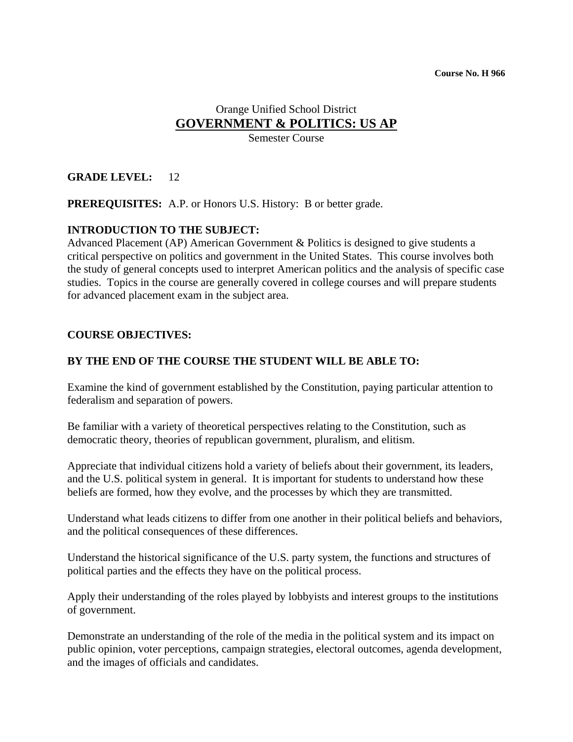**Course No. H 966**

# Orange Unified School District

## GOVERNMENT & POLITICS: US AP

Semester Course

**GRADE LEVEL:** 12

**PREREQUISITES:** A.P. or Honors U.S. History: B or better grade.

**INTRODUCTION TO THE SUBJECT:**

Advanced Placement (AP) American Government & Politics is designed to give students a critical perspective on politics and government in the United States. This course involves both the study of general concepts used to interpret American politics and the analysis of specific case studies. Topics in the course are generally covered in college courses and will prepare students for advanced placement exam in the subject area.

**COURSE OBJECTIVES:**

**BY THE END OF THE COURSE THE STUDENT WILL BE ABLE TO:**

Examine the kind of government established by the Constitution, paying particular attention to federalism and separation of powers.

Be familiar with a variety of theoretical perspectives relating to the Constitution, such as democratic theory, theories of republican government, pluralism, and elitism.

Appreciate that individual citizens hold a variety of beliefs about their government, its leaders, and the U.S. political system in general. It is important for students to understand how these beliefs are formed, how they evolve, and the processes by which they are transmitted.

Understand what leads citizens to differ from one another in their political beliefs and behaviors, and the political consequences of these differences.

Understand the historical significance of the U.S. party system, the functions and structures of political parties and the effects they have on the political process.

Apply their understanding of the roles played by lobbyists and interest groups to the institutions of government.

Demonstrate an understanding of the role of the media in the political system and its impact on public opinion, voter perceptions, campaign strategies, electoral outcomes, agenda development, and the images of officials and candidates.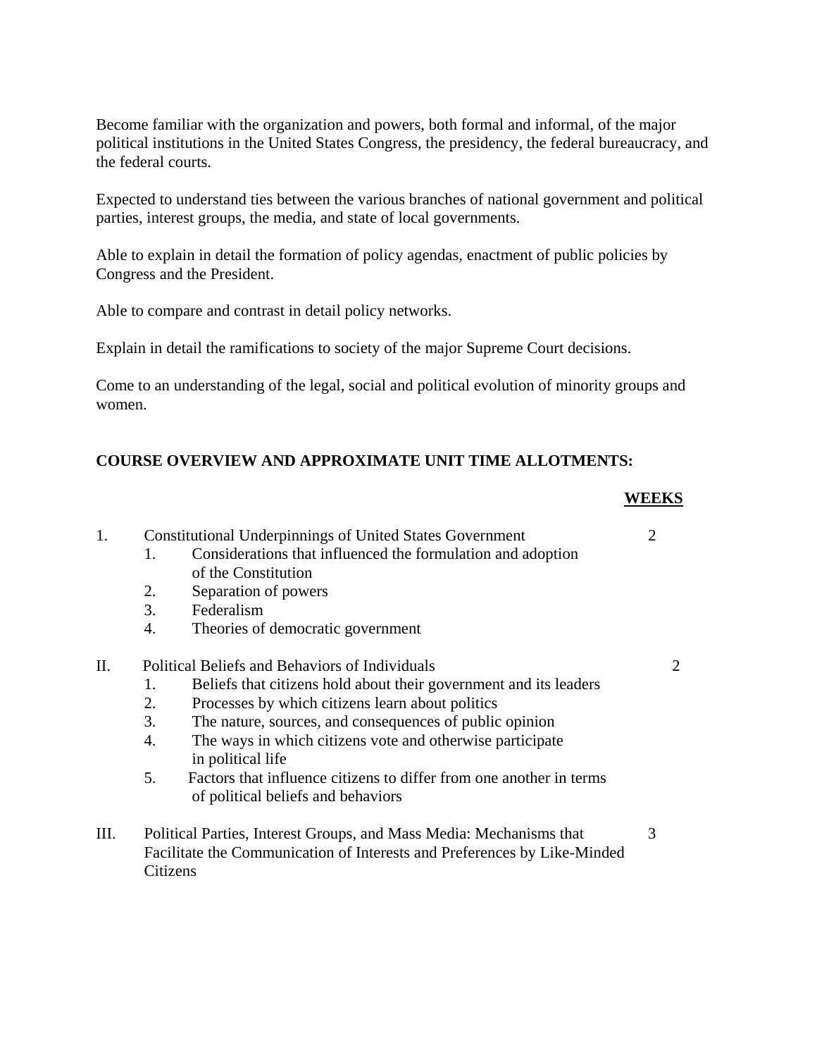Become familiar with the organization and powers, both formal and informal, of the major political institutions in the United States Congress, the presidency, the federal bureaucracy, and the federal courts.

Expected to understand ties between the various branches of national government and political parties, interest groups, the media, and state of local governments.

Able to explain in detail the formation of policy agendas, enactment of public policies by Congress and the President.

Able to compare and contrast in detail policy networks.

Explain in detail the ramifications to society of the major Supreme Court decisions.

Come to an understanding of the legal, social and political evolution of minority groups and women.

**COURSE OVERVIEW AND APPROXIMATE UNIT TIME ALLOTMENTS:**

| | | **WEEKS** |
|---|---|---|
| 1. | Constitutional Underpinnings of United States Government<br>1. Considerations that influenced the formulation and adoption of the Constitution<br>2. Separation of powers<br>3. Federalism<br>4. Theories of democratic government | 2 |
| II. | Political Beliefs and Behaviors of Individuals<br>1. Beliefs that citizens hold about their government and its leaders<br>2. Processes by which citizens learn about politics<br>3. The nature, sources, and consequences of public opinion<br>4. The ways in which citizens vote and otherwise participate in political life<br>5. Factors that influence citizens to differ from one another in terms of political beliefs and behaviors | 2 |
| III. | Political Parties, Interest Groups, and Mass Media: Mechanisms that Facilitate the Communication of Interests and Preferences by Like-Minded Citizens | 3 |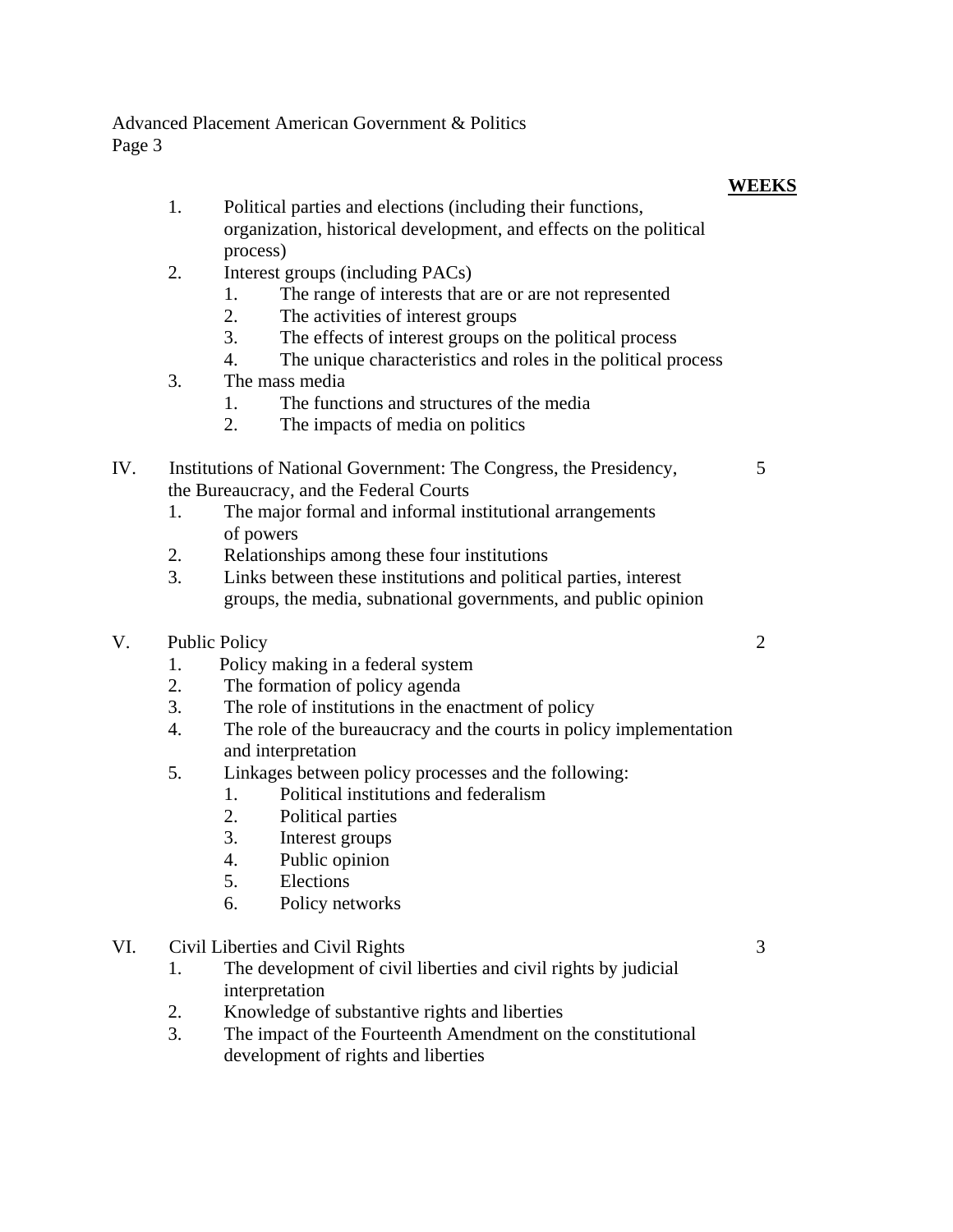**WEEKS**

1. Political parties and elections (including their functions, organization, historical development, and effects on the political process)
2. Interest groups (including PACs)
    1. The range of interests that are or are not represented
    2. The activities of interest groups
    3. The effects of interest groups on the political process
    4. The unique characteristics and roles in the political process
3. The mass media
    1. The functions and structures of the media
    2. The impacts of media on politics

IV. Institutions of National Government: The Congress, the Presidency, the Bureaucracy, and the Federal Courts — 5

1. The major formal and informal institutional arrangements of powers
2. Relationships among these four institutions
3. Links between these institutions and political parties, interest groups, the media, subnational governments, and public opinion

V. Public Policy — 2

1. Policy making in a federal system
2. The formation of policy agenda
3. The role of institutions in the enactment of policy
4. The role of the bureaucracy and the courts in policy implementation and interpretation
5. Linkages between policy processes and the following:
    1. Political institutions and federalism
    2. Political parties
    3. Interest groups
    4. Public opinion
    5. Elections
    6. Policy networks

VI. Civil Liberties and Civil Rights — 3

1. The development of civil liberties and civil rights by judicial interpretation
2. Knowledge of substantive rights and liberties
3. The impact of the Fourteenth Amendment on the constitutional development of rights and liberties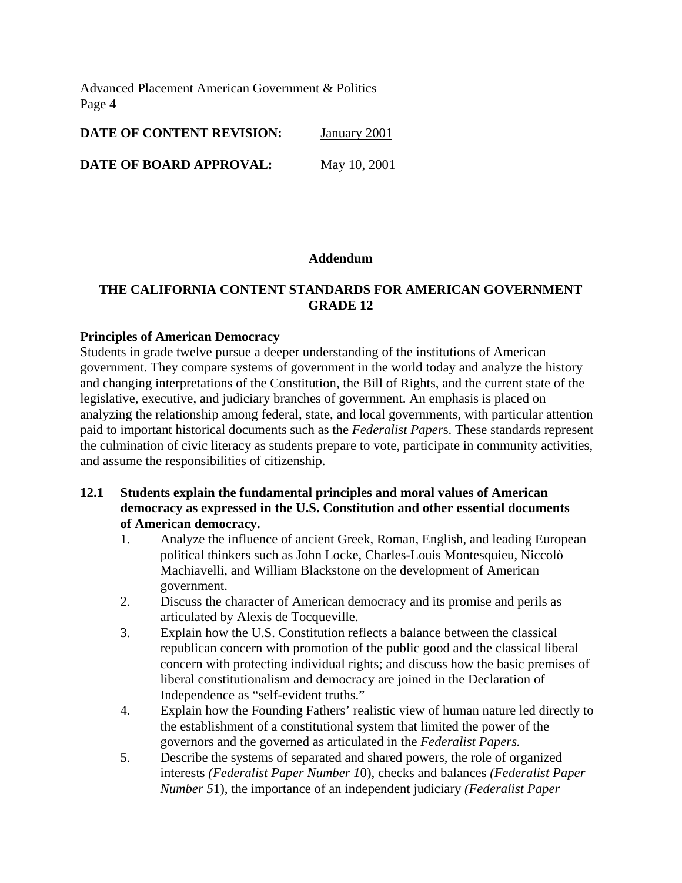**DATE OF CONTENT REVISION:** January 2001

**DATE OF BOARD APPROVAL:** May 10, 2001

## Addendum

## THE CALIFORNIA CONTENT STANDARDS FOR AMERICAN GOVERNMENT GRADE 12

**Principles of American Democracy**

Students in grade twelve pursue a deeper understanding of the institutions of American government. They compare systems of government in the world today and analyze the history and changing interpretations of the Constitution, the Bill of Rights, and the current state of the legislative, executive, and judiciary branches of government. An emphasis is placed on analyzing the relationship among federal, state, and local governments, with particular attention paid to important historical documents such as the *Federalist Papers*. These standards represent the culmination of civic literacy as students prepare to vote, participate in community activities, and assume the responsibilities of citizenship.

**12.1 Students explain the fundamental principles and moral values of American democracy as expressed in the U.S. Constitution and other essential documents of American democracy.**

1. Analyze the influence of ancient Greek, Roman, English, and leading European political thinkers such as John Locke, Charles-Louis Montesquieu, Niccolò Machiavelli, and William Blackstone on the development of American government.
2. Discuss the character of American democracy and its promise and perils as articulated by Alexis de Tocqueville.
3. Explain how the U.S. Constitution reflects a balance between the classical republican concern with promotion of the public good and the classical liberal concern with protecting individual rights; and discuss how the basic premises of liberal constitutionalism and democracy are joined in the Declaration of Independence as "self-evident truths."
4. Explain how the Founding Fathers' realistic view of human nature led directly to the establishment of a constitutional system that limited the power of the governors and the governed as articulated in the *Federalist Papers.*
5. Describe the systems of separated and shared powers, the role of organized interests *(Federalist Paper Number 10)*, checks and balances *(Federalist Paper Number 51)*, the importance of an independent judiciary *(Federalist Paper*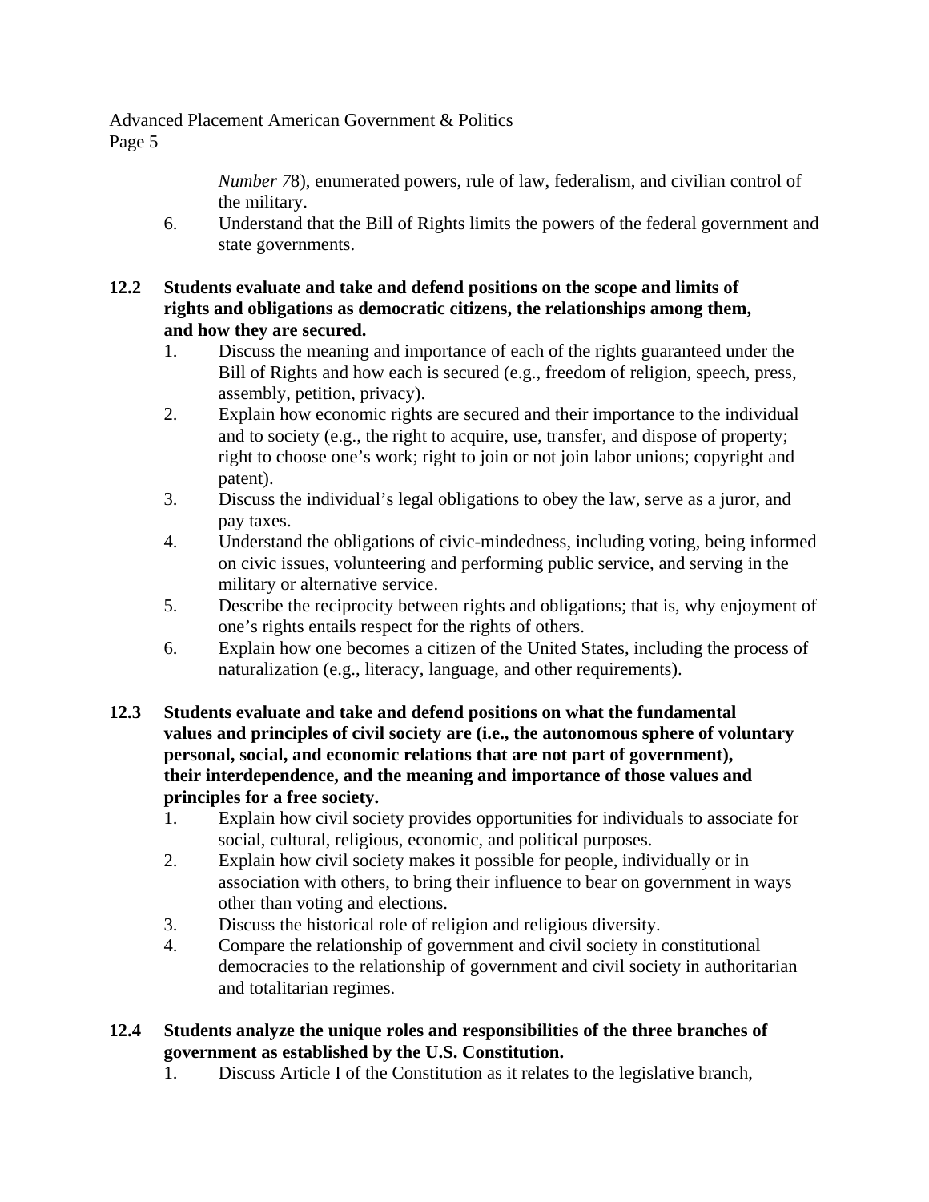*Number 7*8), enumerated powers, rule of law, federalism, and civilian control of the military.

6. Understand that the Bill of Rights limits the powers of the federal government and state governments.

**12.2 Students evaluate and take and defend positions on the scope and limits of rights and obligations as democratic citizens, the relationships among them, and how they are secured.**

1. Discuss the meaning and importance of each of the rights guaranteed under the Bill of Rights and how each is secured (e.g., freedom of religion, speech, press, assembly, petition, privacy).
2. Explain how economic rights are secured and their importance to the individual and to society (e.g., the right to acquire, use, transfer, and dispose of property; right to choose one's work; right to join or not join labor unions; copyright and patent).
3. Discuss the individual's legal obligations to obey the law, serve as a juror, and pay taxes.
4. Understand the obligations of civic-mindedness, including voting, being informed on civic issues, volunteering and performing public service, and serving in the military or alternative service.
5. Describe the reciprocity between rights and obligations; that is, why enjoyment of one's rights entails respect for the rights of others.
6. Explain how one becomes a citizen of the United States, including the process of naturalization (e.g., literacy, language, and other requirements).

**12.3 Students evaluate and take and defend positions on what the fundamental values and principles of civil society are (i.e., the autonomous sphere of voluntary personal, social, and economic relations that are not part of government), their interdependence, and the meaning and importance of those values and principles for a free society.**

1. Explain how civil society provides opportunities for individuals to associate for social, cultural, religious, economic, and political purposes.
2. Explain how civil society makes it possible for people, individually or in association with others, to bring their influence to bear on government in ways other than voting and elections.
3. Discuss the historical role of religion and religious diversity.
4. Compare the relationship of government and civil society in constitutional democracies to the relationship of government and civil society in authoritarian and totalitarian regimes.

**12.4 Students analyze the unique roles and responsibilities of the three branches of government as established by the U.S. Constitution.**

1. Discuss Article I of the Constitution as it relates to the legislative branch,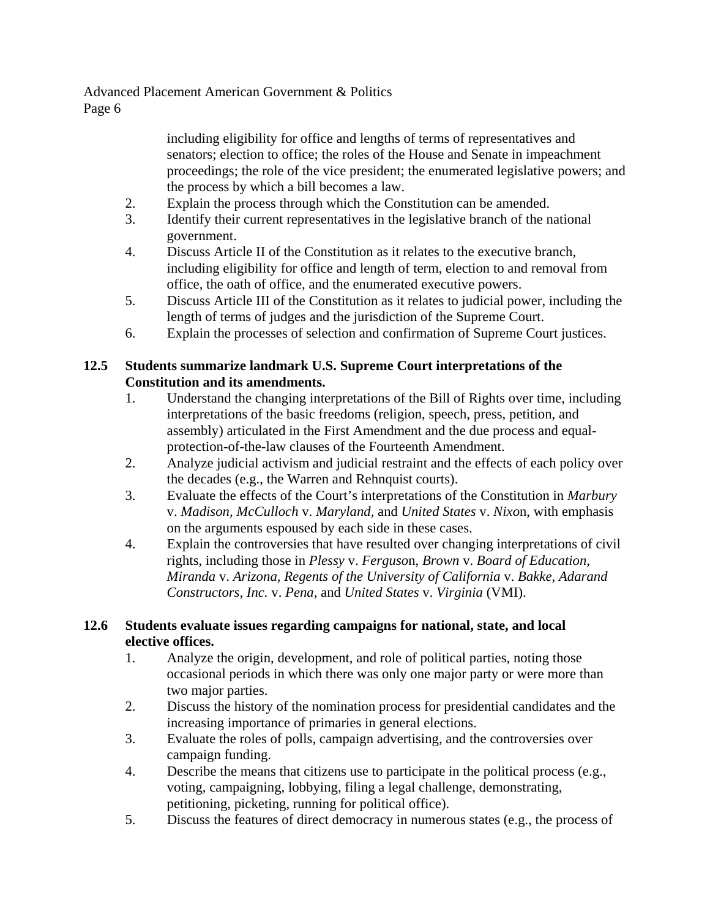including eligibility for office and lengths of terms of representatives and senators; election to office; the roles of the House and Senate in impeachment proceedings; the role of the vice president; the enumerated legislative powers; and the process by which a bill becomes a law.

2. Explain the process through which the Constitution can be amended.
3. Identify their current representatives in the legislative branch of the national government.
4. Discuss Article II of the Constitution as it relates to the executive branch, including eligibility for office and length of term, election to and removal from office, the oath of office, and the enumerated executive powers.
5. Discuss Article III of the Constitution as it relates to judicial power, including the length of terms of judges and the jurisdiction of the Supreme Court.
6. Explain the processes of selection and confirmation of Supreme Court justices.

**12.5 Students summarize landmark U.S. Supreme Court interpretations of the Constitution and its amendments.**

1. Understand the changing interpretations of the Bill of Rights over time, including interpretations of the basic freedoms (religion, speech, press, petition, and assembly) articulated in the First Amendment and the due process and equal-protection-of-the-law clauses of the Fourteenth Amendment.
2. Analyze judicial activism and judicial restraint and the effects of each policy over the decades (e.g., the Warren and Rehnquist courts).
3. Evaluate the effects of the Court's interpretations of the Constitution in *Marbury* v. *Madison, McCulloch* v. *Maryland,* and *United States* v. *Nixon*, with emphasis on the arguments espoused by each side in these cases.
4. Explain the controversies that have resulted over changing interpretations of civil rights, including those in *Plessy* v. *Ferguson*, *Brown* v. *Board of Education, Miranda* v. *Arizona, Regents of the University of California* v. *Bakke, Adarand Constructors, Inc.* v. *Pena,* and *United States* v. *Virginia* (VMI).

**12.6 Students evaluate issues regarding campaigns for national, state, and local elective offices.**

1. Analyze the origin, development, and role of political parties, noting those occasional periods in which there was only one major party or were more than two major parties.
2. Discuss the history of the nomination process for presidential candidates and the increasing importance of primaries in general elections.
3. Evaluate the roles of polls, campaign advertising, and the controversies over campaign funding.
4. Describe the means that citizens use to participate in the political process (e.g., voting, campaigning, lobbying, filing a legal challenge, demonstrating, petitioning, picketing, running for political office).
5. Discuss the features of direct democracy in numerous states (e.g., the process of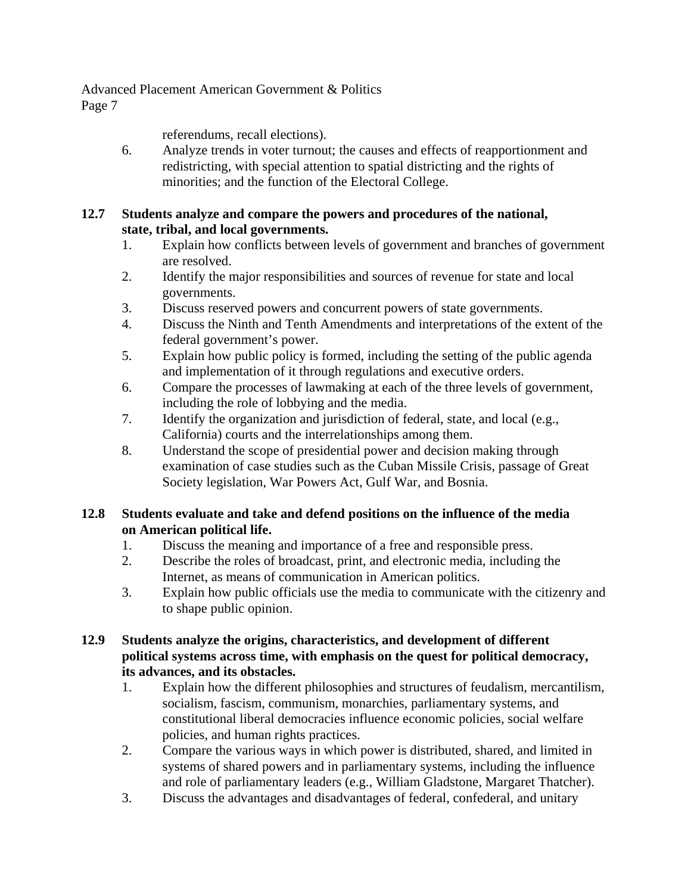referendums, recall elections).

6. Analyze trends in voter turnout; the causes and effects of reapportionment and redistricting, with special attention to spatial districting and the rights of minorities; and the function of the Electoral College.

**12.7 Students analyze and compare the powers and procedures of the national, state, tribal, and local governments.**

1. Explain how conflicts between levels of government and branches of government are resolved.
2. Identify the major responsibilities and sources of revenue for state and local governments.
3. Discuss reserved powers and concurrent powers of state governments.
4. Discuss the Ninth and Tenth Amendments and interpretations of the extent of the federal government's power.
5. Explain how public policy is formed, including the setting of the public agenda and implementation of it through regulations and executive orders.
6. Compare the processes of lawmaking at each of the three levels of government, including the role of lobbying and the media.
7. Identify the organization and jurisdiction of federal, state, and local (e.g., California) courts and the interrelationships among them.
8. Understand the scope of presidential power and decision making through examination of case studies such as the Cuban Missile Crisis, passage of Great Society legislation, War Powers Act, Gulf War, and Bosnia.

**12.8 Students evaluate and take and defend positions on the influence of the media on American political life.**

1. Discuss the meaning and importance of a free and responsible press.
2. Describe the roles of broadcast, print, and electronic media, including the Internet, as means of communication in American politics.
3. Explain how public officials use the media to communicate with the citizenry and to shape public opinion.

**12.9 Students analyze the origins, characteristics, and development of different political systems across time, with emphasis on the quest for political democracy, its advances, and its obstacles.**

1. Explain how the different philosophies and structures of feudalism, mercantilism, socialism, fascism, communism, monarchies, parliamentary systems, and constitutional liberal democracies influence economic policies, social welfare policies, and human rights practices.
2. Compare the various ways in which power is distributed, shared, and limited in systems of shared powers and in parliamentary systems, including the influence and role of parliamentary leaders (e.g., William Gladstone, Margaret Thatcher).
3. Discuss the advantages and disadvantages of federal, confederal, and unitary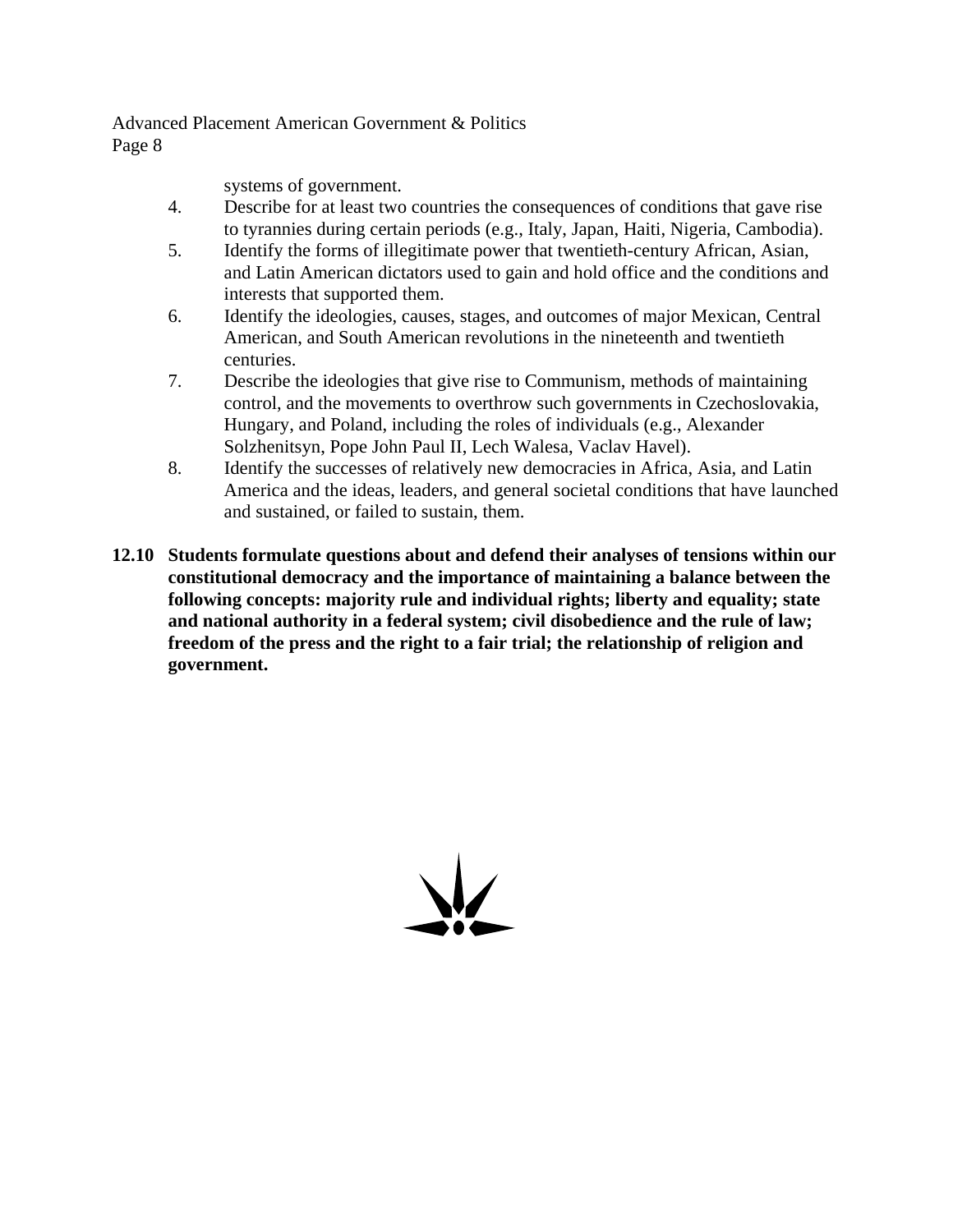systems of government.

4. Describe for at least two countries the consequences of conditions that gave rise to tyrannies during certain periods (e.g., Italy, Japan, Haiti, Nigeria, Cambodia).
5. Identify the forms of illegitimate power that twentieth-century African, Asian, and Latin American dictators used to gain and hold office and the conditions and interests that supported them.
6. Identify the ideologies, causes, stages, and outcomes of major Mexican, Central American, and South American revolutions in the nineteenth and twentieth centuries.
7. Describe the ideologies that give rise to Communism, methods of maintaining control, and the movements to overthrow such governments in Czechoslovakia, Hungary, and Poland, including the roles of individuals (e.g., Alexander Solzhenitsyn, Pope John Paul II, Lech Walesa, Vaclav Havel).
8. Identify the successes of relatively new democracies in Africa, Asia, and Latin America and the ideas, leaders, and general societal conditions that have launched and sustained, or failed to sustain, them.

**12.10 Students formulate questions about and defend their analyses of tensions within our constitutional democracy and the importance of maintaining a balance between the following concepts: majority rule and individual rights; liberty and equality; state and national authority in a federal system; civil disobedience and the rule of law; freedom of the press and the right to a fair trial; the relationship of religion and government.**